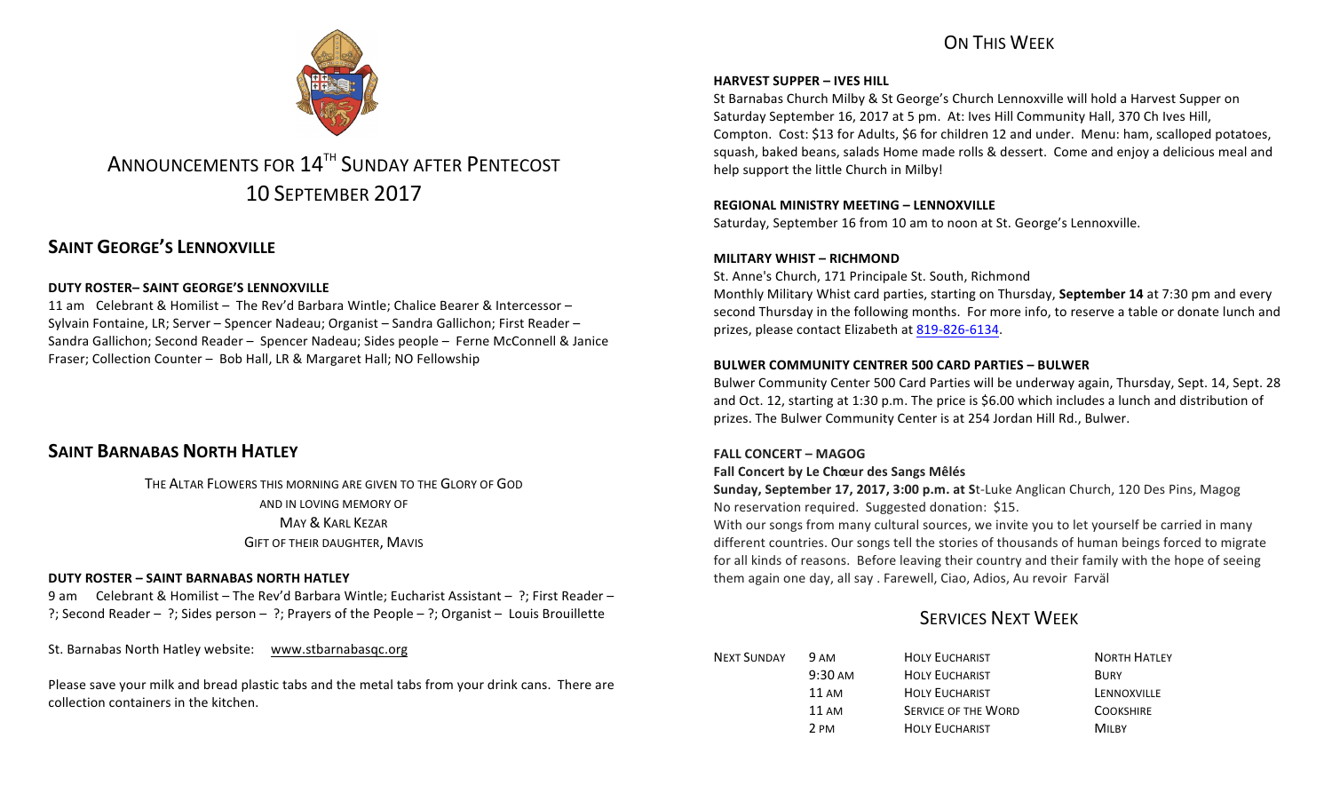# ANNOUNCEMENTS FOR 14TH SUNDAY AFTER PENTECOST
## 10 SEPTEMBER 2017

## SAINT GEORGE'S LENNOXVILLE

**DUTY ROSTER– SAINT GEORGE'S LENNOXVILLE**

11 am Celebrant & Homilist – The Rev'd Barbara Wintle; Chalice Bearer & Intercessor – Sylvain Fontaine, LR; Server – Spencer Nadeau; Organist – Sandra Gallichon; First Reader – Sandra Gallichon; Second Reader – Spencer Nadeau; Sides people – Ferne McConnell & Janice Fraser; Collection Counter – Bob Hall, LR & Margaret Hall; NO Fellowship

## SAINT BARNABAS NORTH HATLEY

THE ALTAR FLOWERS THIS MORNING ARE GIVEN TO THE GLORY OF GOD
AND IN LOVING MEMORY OF
MAY & KARL KEZAR
GIFT OF THEIR DAUGHTER, MAVIS

**DUTY ROSTER – SAINT BARNABAS NORTH HATLEY**

9 am Celebrant & Homilist – The Rev'd Barbara Wintle; Eucharist Assistant – ?; First Reader – ?; Second Reader – ?; Sides person – ?; Prayers of the People – ?; Organist – Louis Brouillette

St. Barnabas North Hatley website: www.stbarnabasqc.org

Please save your milk and bread plastic tabs and the metal tabs from your drink cans. There are collection containers in the kitchen.

## ON THIS WEEK

**HARVEST SUPPER – IVES HILL**

St Barnabas Church Milby & St George's Church Lennoxville will hold a Harvest Supper on Saturday September 16, 2017 at 5 pm. At: Ives Hill Community Hall, 370 Ch Ives Hill, Compton. Cost: $13 for Adults, $6 for children 12 and under. Menu: ham, scalloped potatoes, squash, baked beans, salads Home made rolls & dessert. Come and enjoy a delicious meal and help support the little Church in Milby!

**REGIONAL MINISTRY MEETING – LENNOXVILLE**

Saturday, September 16 from 10 am to noon at St. George's Lennoxville.

**MILITARY WHIST – RICHMOND**

St. Anne's Church, 171 Principale St. South, Richmond
Monthly Military Whist card parties, starting on Thursday, **September 14** at 7:30 pm and every second Thursday in the following months. For more info, to reserve a table or donate lunch and prizes, please contact Elizabeth at 819-826-6134.

**BULWER COMMUNITY CENTRER 500 CARD PARTIES – BULWER**

Bulwer Community Center 500 Card Parties will be underway again, Thursday, Sept. 14, Sept. 28 and Oct. 12, starting at 1:30 p.m. The price is $6.00 which includes a lunch and distribution of prizes. The Bulwer Community Center is at 254 Jordan Hill Rd., Bulwer.

**FALL CONCERT – MAGOG**

**Fall Concert by Le Chœur des Sangs Mêlés**

**Sunday, September 17, 2017, 3:00 p.m. at S**t-Luke Anglican Church, 120 Des Pins, Magog
No reservation required. Suggested donation: $15.
With our songs from many cultural sources, we invite you to let yourself be carried in many different countries. Our songs tell the stories of thousands of human beings forced to migrate for all kinds of reasons. Before leaving their country and their family with the hope of seeing them again one day, all say . Farewell, Ciao, Adios, Au revoir Farväl

## SERVICES NEXT WEEK

| NEXT SUNDAY | 9 AM | HOLY EUCHARIST | NORTH HATLEY |
|---|---|---|---|
| | 9:30 AM | HOLY EUCHARIST | BURY |
| | 11 AM | HOLY EUCHARIST | LENNOXVILLE |
| | 11 AM | SERVICE OF THE WORD | COOKSHIRE |
| | 2 PM | HOLY EUCHARIST | MILBY |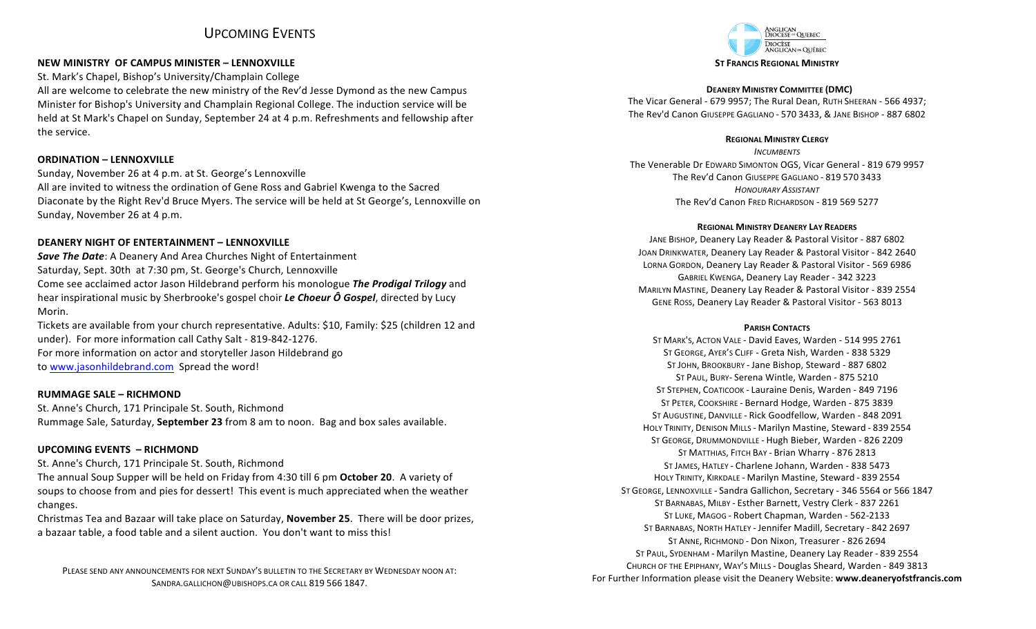# UPCOMING EVENTS

**NEW MINISTRY OF CAMPUS MINISTER – LENNOXVILLE**

St. Mark's Chapel, Bishop's University/Champlain College

All are welcome to celebrate the new ministry of the Rev'd Jesse Dymond as the new Campus Minister for Bishop's University and Champlain Regional College. The induction service will be held at St Mark's Chapel on Sunday, September 24 at 4 p.m. Refreshments and fellowship after the service.

**ORDINATION – LENNOXVILLE**

Sunday, November 26 at 4 p.m. at St. George's Lennoxville

All are invited to witness the ordination of Gene Ross and Gabriel Kwenga to the Sacred Diaconate by the Right Rev'd Bruce Myers. The service will be held at St George's, Lennoxville on Sunday, November 26 at 4 p.m.

**DEANERY NIGHT OF ENTERTAINMENT – LENNOXVILLE**

***Save The Date***: A Deanery And Area Churches Night of Entertainment

Saturday, Sept. 30th at 7:30 pm, St. George's Church, Lennoxville

Come see acclaimed actor Jason Hildebrand perform his monologue ***The Prodigal Trilogy*** and hear inspirational music by Sherbrooke's gospel choir ***Le Choeur Ô Gospel***, directed by Lucy Morin.

Tickets are available from your church representative. Adults: $10, Family: $25 (children 12 and under). For more information call Cathy Salt - 819-842-1276.

For more information on actor and storyteller Jason Hildebrand go to www.jasonhildebrand.com Spread the word!

**RUMMAGE SALE – RICHMOND**

St. Anne's Church, 171 Principale St. South, Richmond

Rummage Sale, Saturday, **September 23** from 8 am to noon. Bag and box sales available.

**UPCOMING EVENTS – RICHMOND**

St. Anne's Church, 171 Principale St. South, Richmond

The annual Soup Supper will be held on Friday from 4:30 till 6 pm **October 20**. A variety of soups to choose from and pies for dessert! This event is much appreciated when the weather changes.

Christmas Tea and Bazaar will take place on Saturday, **November 25**. There will be door prizes, a bazaar table, a food table and a silent auction. You don't want to miss this!

PLEASE SEND ANY ANNOUNCEMENTS FOR NEXT SUNDAY'S BULLETIN TO THE SECRETARY BY WEDNESDAY NOON AT: SANDRA.GALLICHON@UBISHOPS.CA OR CALL 819 566 1847.

ANGLICAN DIOCESE OF QUEBEC
DIOCÈSE ANGLICAN DE QUÉBEC

**ST FRANCIS REGIONAL MINISTRY**

**DEANERY MINISTRY COMMITTEE (DMC)**

The Vicar General - 679 9957; The Rural Dean, RUTH SHEERAN - 566 4937;
The Rev'd Canon GIUSEPPE GAGLIANO - 570 3433, & JANE BISHOP - 887 6802

**REGIONAL MINISTRY CLERGY**

*INCUMBENTS*

The Venerable Dr EDWARD SIMONTON OGS, Vicar General - 819 679 9957
The Rev'd Canon GIUSEPPE GAGLIANO - 819 570 3433

*HONOURARY ASSISTANT*

The Rev'd Canon FRED RICHARDSON - 819 569 5277

**REGIONAL MINISTRY DEANERY LAY READERS**

JANE BISHOP, Deanery Lay Reader & Pastoral Visitor - 887 6802
JOAN DRINKWATER, Deanery Lay Reader & Pastoral Visitor - 842 2640
LORNA GORDON, Deanery Lay Reader & Pastoral Visitor - 569 6986
GABRIEL KWENGA, Deanery Lay Reader - 342 3223
MARILYN MASTINE, Deanery Lay Reader & Pastoral Visitor - 839 2554
GENE ROSS, Deanery Lay Reader & Pastoral Visitor - 563 8013

**PARISH CONTACTS**

ST MARK'S, ACTON VALE - David Eaves, Warden - 514 995 2761
ST GEORGE, AYER'S CLIFF - Greta Nish, Warden - 838 5329
ST JOHN, BROOKBURY - Jane Bishop, Steward - 887 6802
ST PAUL, BURY- Serena Wintle, Warden - 875 5210
ST STEPHEN, COATICOOK - Lauraine Denis, Warden - 849 7196
ST PETER, COOKSHIRE - Bernard Hodge, Warden - 875 3839
ST AUGUSTINE, DANVILLE - Rick Goodfellow, Warden - 848 2091
HOLY TRINITY, DENISON MILLS - Marilyn Mastine, Steward - 839 2554
ST GEORGE, DRUMMONDVILLE - Hugh Bieber, Warden - 826 2209
ST MATTHIAS, FITCH BAY - Brian Wharry - 876 2813
ST JAMES, HATLEY - Charlene Johann, Warden - 838 5473
HOLY TRINITY, KIRKDALE - Marilyn Mastine, Steward - 839 2554
ST GEORGE, LENNOXVILLE - Sandra Gallichon, Secretary - 346 5564 or 566 1847
ST BARNABAS, MILBY - Esther Barnett, Vestry Clerk - 837 2261
ST LUKE, MAGOG - Robert Chapman, Warden - 562-2133
ST BARNABAS, NORTH HATLEY - Jennifer Madill, Secretary - 842 2697
ST ANNE, RICHMOND - Don Nixon, Treasurer - 826 2694
ST PAUL, SYDENHAM - Marilyn Mastine, Deanery Lay Reader - 839 2554
CHURCH OF THE EPIPHANY, WAY'S MILLS - Douglas Sheard, Warden - 849 3813

For Further Information please visit the Deanery Website: **www.deaneryofstfrancis.com**